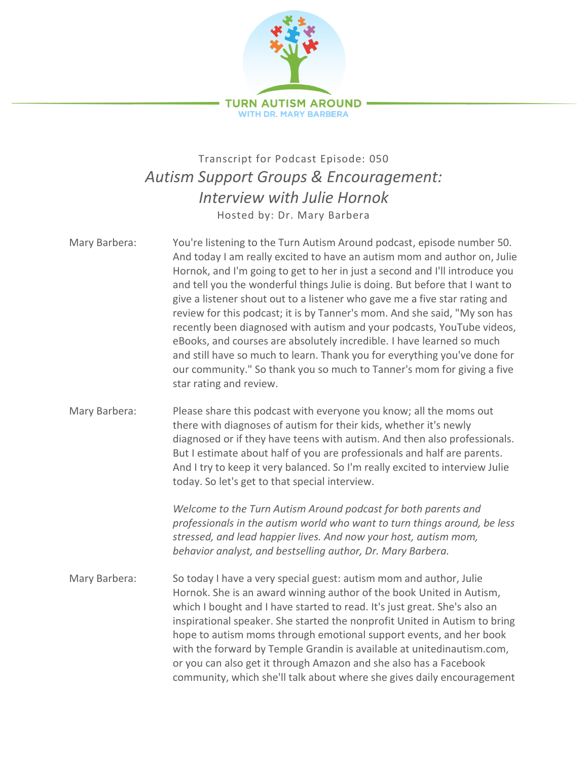TURN AUTISM AROUND
WITH DR. MARY BARBERA

Transcript for Podcast Episode: 050

# *Autism Support Groups & Encouragement: Interview with Julie Hornok*

Hosted by: Dr. Mary Barbera

Mary Barbera: You're listening to the Turn Autism Around podcast, episode number 50. And today I am really excited to have an autism mom and author on, Julie Hornok, and I'm going to get to her in just a second and I'll introduce you and tell you the wonderful things Julie is doing. But before that I want to give a listener shout out to a listener who gave me a five star rating and review for this podcast; it is by Tanner's mom. And she said, "My son has recently been diagnosed with autism and your podcasts, YouTube videos, eBooks, and courses are absolutely incredible. I have learned so much and still have so much to learn. Thank you for everything you've done for our community." So thank you so much to Tanner's mom for giving a five star rating and review.

Mary Barbera: Please share this podcast with everyone you know; all the moms out there with diagnoses of autism for their kids, whether it's newly diagnosed or if they have teens with autism. And then also professionals. But I estimate about half of you are professionals and half are parents. And I try to keep it very balanced. So I'm really excited to interview Julie today. So let's get to that special interview.

*Welcome to the Turn Autism Around podcast for both parents and professionals in the autism world who want to turn things around, be less stressed, and lead happier lives. And now your host, autism mom, behavior analyst, and bestselling author, Dr. Mary Barbera.*

Mary Barbera: So today I have a very special guest: autism mom and author, Julie Hornok. She is an award winning author of the book United in Autism, which I bought and I have started to read. It's just great. She's also an inspirational speaker. She started the nonprofit United in Autism to bring hope to autism moms through emotional support events, and her book with the forward by Temple Grandin is available at unitedinautism.com, or you can also get it through Amazon and she also has a Facebook community, which she'll talk about where she gives daily encouragement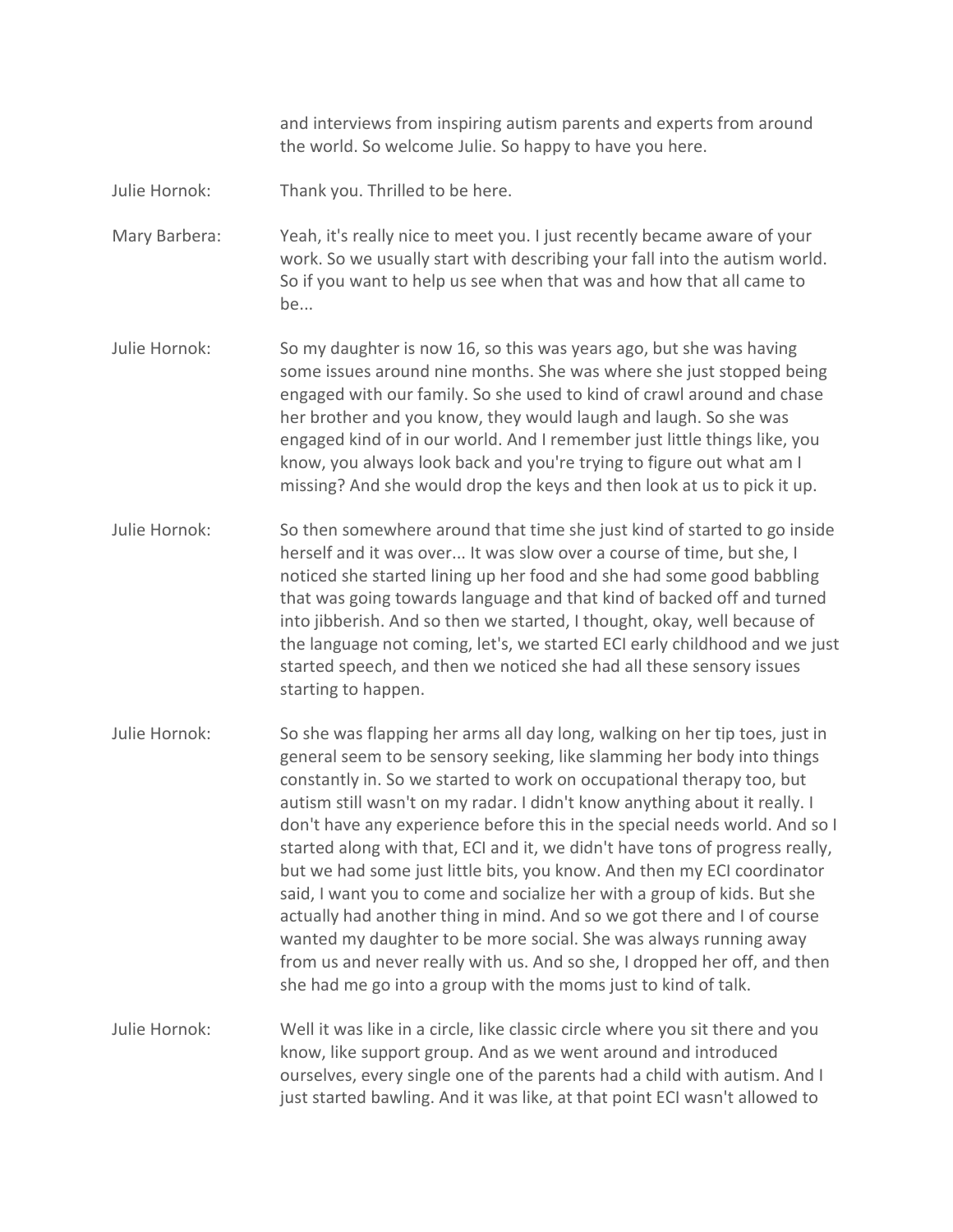and interviews from inspiring autism parents and experts from around the world. So welcome Julie. So happy to have you here.

Julie Hornok: Thank you. Thrilled to be here.

Mary Barbera: Yeah, it's really nice to meet you. I just recently became aware of your work. So we usually start with describing your fall into the autism world. So if you want to help us see when that was and how that all came to be...

Julie Hornok: So my daughter is now 16, so this was years ago, but she was having some issues around nine months. She was where she just stopped being engaged with our family. So she used to kind of crawl around and chase her brother and you know, they would laugh and laugh. So she was engaged kind of in our world. And I remember just little things like, you know, you always look back and you're trying to figure out what am I missing? And she would drop the keys and then look at us to pick it up.

Julie Hornok: So then somewhere around that time she just kind of started to go inside herself and it was over... It was slow over a course of time, but she, I noticed she started lining up her food and she had some good babbling that was going towards language and that kind of backed off and turned into jibberish. And so then we started, I thought, okay, well because of the language not coming, let's, we started ECI early childhood and we just started speech, and then we noticed she had all these sensory issues starting to happen.

Julie Hornok: So she was flapping her arms all day long, walking on her tip toes, just in general seem to be sensory seeking, like slamming her body into things constantly in. So we started to work on occupational therapy too, but autism still wasn't on my radar. I didn't know anything about it really. I don't have any experience before this in the special needs world. And so I started along with that, ECI and it, we didn't have tons of progress really, but we had some just little bits, you know. And then my ECI coordinator said, I want you to come and socialize her with a group of kids. But she actually had another thing in mind. And so we got there and I of course wanted my daughter to be more social. She was always running away from us and never really with us. And so she, I dropped her off, and then she had me go into a group with the moms just to kind of talk.

Julie Hornok: Well it was like in a circle, like classic circle where you sit there and you know, like support group. And as we went around and introduced ourselves, every single one of the parents had a child with autism. And I just started bawling. And it was like, at that point ECI wasn't allowed to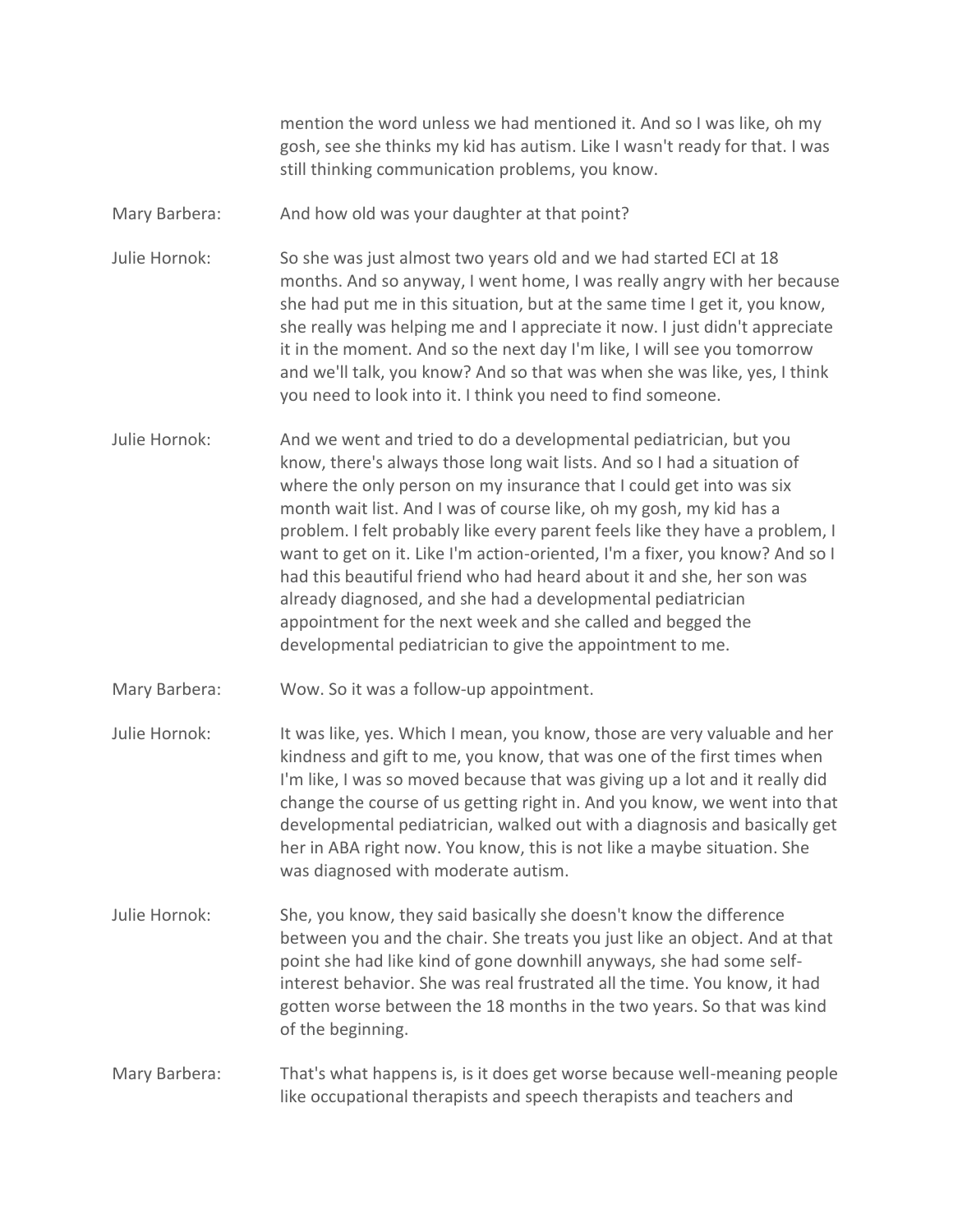mention the word unless we had mentioned it. And so I was like, oh my gosh, see she thinks my kid has autism. Like I wasn't ready for that. I was still thinking communication problems, you know.

Mary Barbera: And how old was your daughter at that point?

Julie Hornok: So she was just almost two years old and we had started ECI at 18 months. And so anyway, I went home, I was really angry with her because she had put me in this situation, but at the same time I get it, you know, she really was helping me and I appreciate it now. I just didn't appreciate it in the moment. And so the next day I'm like, I will see you tomorrow and we'll talk, you know? And so that was when she was like, yes, I think you need to look into it. I think you need to find someone.

Julie Hornok: And we went and tried to do a developmental pediatrician, but you know, there's always those long wait lists. And so I had a situation of where the only person on my insurance that I could get into was six month wait list. And I was of course like, oh my gosh, my kid has a problem. I felt probably like every parent feels like they have a problem, I want to get on it. Like I'm action-oriented, I'm a fixer, you know? And so I had this beautiful friend who had heard about it and she, her son was already diagnosed, and she had a developmental pediatrician appointment for the next week and she called and begged the developmental pediatrician to give the appointment to me.

Mary Barbera: Wow. So it was a follow-up appointment.

Julie Hornok: It was like, yes. Which I mean, you know, those are very valuable and her kindness and gift to me, you know, that was one of the first times when I'm like, I was so moved because that was giving up a lot and it really did change the course of us getting right in. And you know, we went into that developmental pediatrician, walked out with a diagnosis and basically get her in ABA right now. You know, this is not like a maybe situation. She was diagnosed with moderate autism.

Julie Hornok: She, you know, they said basically she doesn't know the difference between you and the chair. She treats you just like an object. And at that point she had like kind of gone downhill anyways, she had some self-interest behavior. She was real frustrated all the time. You know, it had gotten worse between the 18 months in the two years. So that was kind of the beginning.

Mary Barbera: That's what happens is, is it does get worse because well-meaning people like occupational therapists and speech therapists and teachers and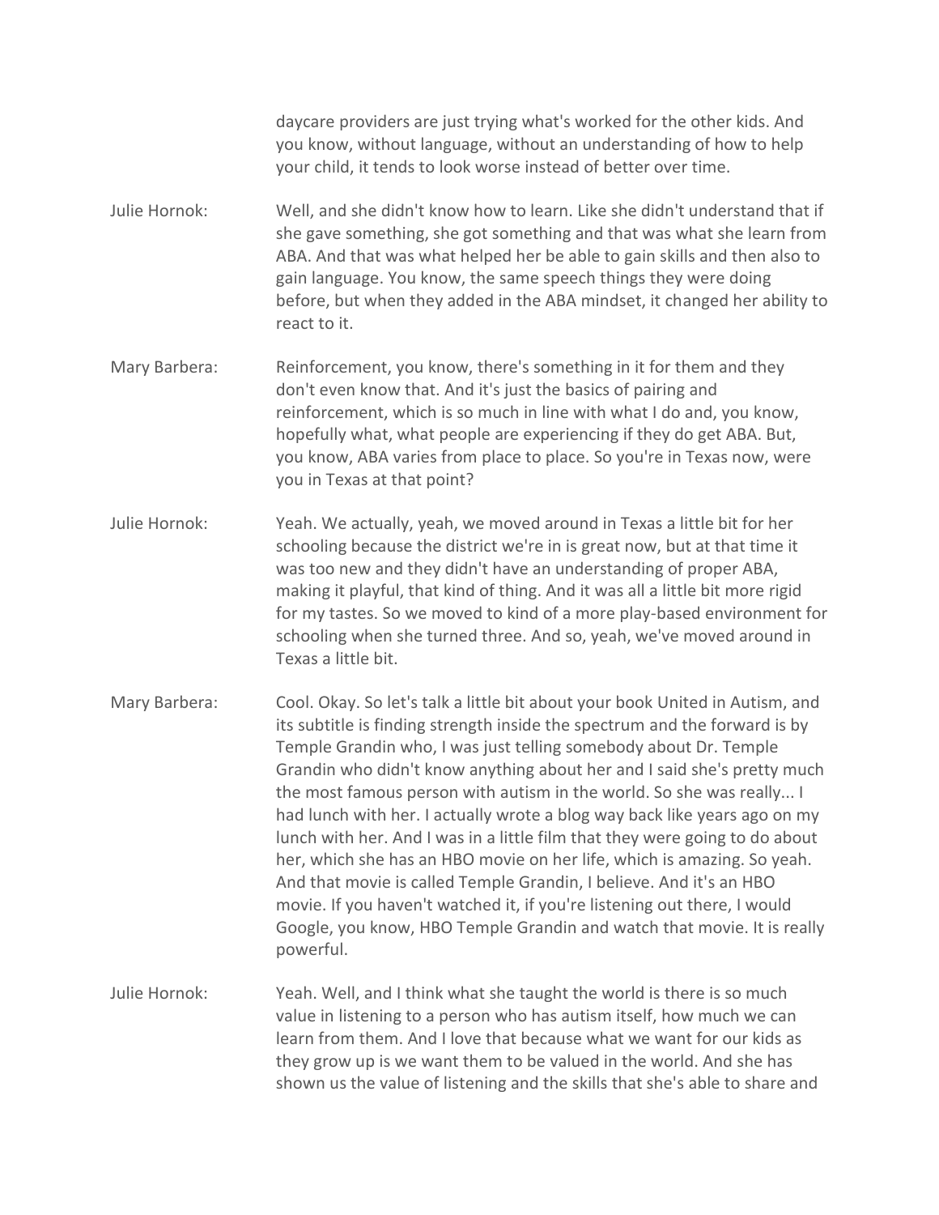daycare providers are just trying what's worked for the other kids. And you know, without language, without an understanding of how to help your child, it tends to look worse instead of better over time.

Julie Hornok: Well, and she didn't know how to learn. Like she didn't understand that if she gave something, she got something and that was what she learn from ABA. And that was what helped her be able to gain skills and then also to gain language. You know, the same speech things they were doing before, but when they added in the ABA mindset, it changed her ability to react to it.

Mary Barbera: Reinforcement, you know, there's something in it for them and they don't even know that. And it's just the basics of pairing and reinforcement, which is so much in line with what I do and, you know, hopefully what, what people are experiencing if they do get ABA. But, you know, ABA varies from place to place. So you're in Texas now, were you in Texas at that point?

Julie Hornok: Yeah. We actually, yeah, we moved around in Texas a little bit for her schooling because the district we're in is great now, but at that time it was too new and they didn't have an understanding of proper ABA, making it playful, that kind of thing. And it was all a little bit more rigid for my tastes. So we moved to kind of a more play-based environment for schooling when she turned three. And so, yeah, we've moved around in Texas a little bit.

Mary Barbera: Cool. Okay. So let's talk a little bit about your book United in Autism, and its subtitle is finding strength inside the spectrum and the forward is by Temple Grandin who, I was just telling somebody about Dr. Temple Grandin who didn't know anything about her and I said she's pretty much the most famous person with autism in the world. So she was really... I had lunch with her. I actually wrote a blog way back like years ago on my lunch with her. And I was in a little film that they were going to do about her, which she has an HBO movie on her life, which is amazing. So yeah. And that movie is called Temple Grandin, I believe. And it's an HBO movie. If you haven't watched it, if you're listening out there, I would Google, you know, HBO Temple Grandin and watch that movie. It is really powerful.

Julie Hornok: Yeah. Well, and I think what she taught the world is there is so much value in listening to a person who has autism itself, how much we can learn from them. And I love that because what we want for our kids as they grow up is we want them to be valued in the world. And she has shown us the value of listening and the skills that she's able to share and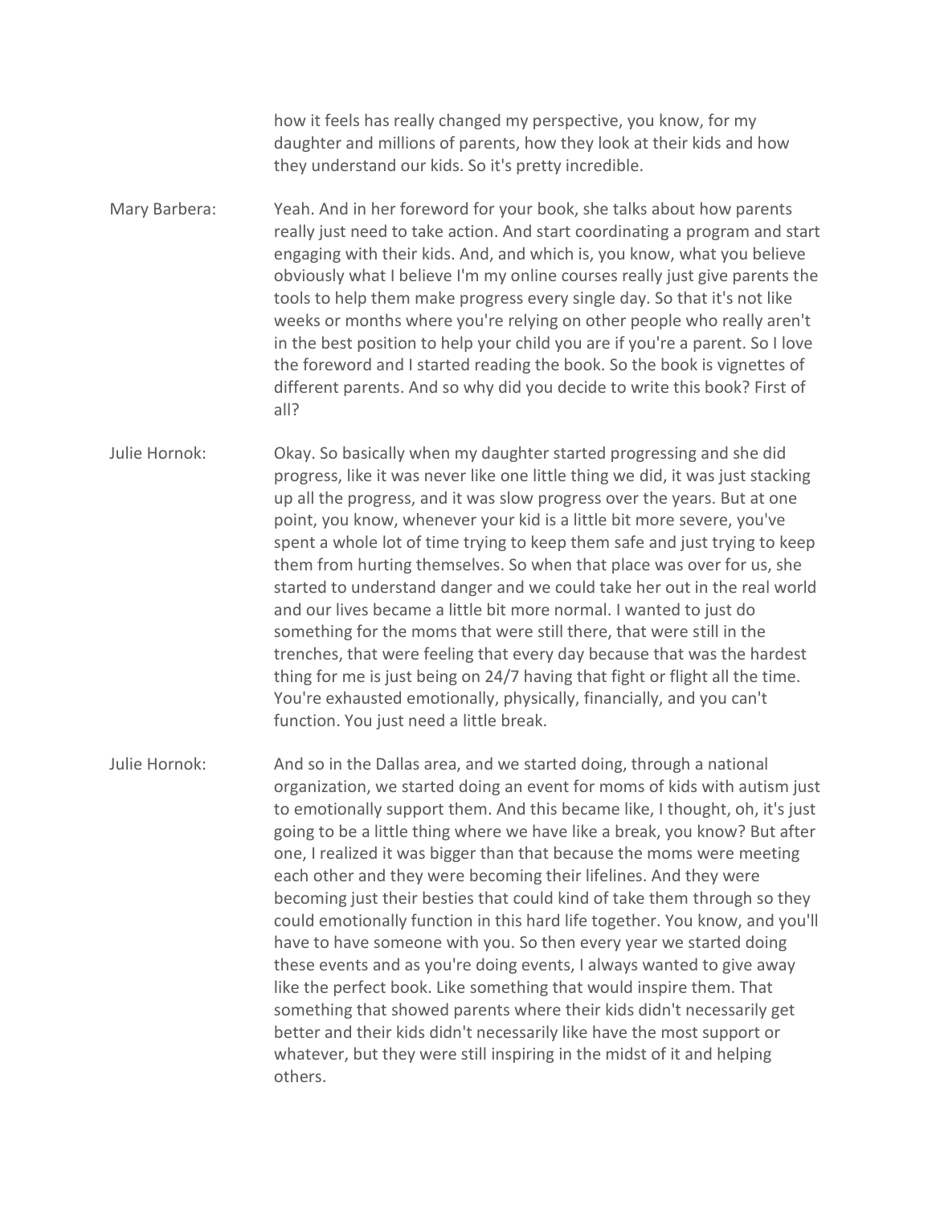how it feels has really changed my perspective, you know, for my daughter and millions of parents, how they look at their kids and how they understand our kids. So it's pretty incredible.

Mary Barbera: Yeah. And in her foreword for your book, she talks about how parents really just need to take action. And start coordinating a program and start engaging with their kids. And, and which is, you know, what you believe obviously what I believe I'm my online courses really just give parents the tools to help them make progress every single day. So that it's not like weeks or months where you're relying on other people who really aren't in the best position to help your child you are if you're a parent. So I love the foreword and I started reading the book. So the book is vignettes of different parents. And so why did you decide to write this book? First of all?

Julie Hornok: Okay. So basically when my daughter started progressing and she did progress, like it was never like one little thing we did, it was just stacking up all the progress, and it was slow progress over the years. But at one point, you know, whenever your kid is a little bit more severe, you've spent a whole lot of time trying to keep them safe and just trying to keep them from hurting themselves. So when that place was over for us, she started to understand danger and we could take her out in the real world and our lives became a little bit more normal. I wanted to just do something for the moms that were still there, that were still in the trenches, that were feeling that every day because that was the hardest thing for me is just being on 24/7 having that fight or flight all the time. You're exhausted emotionally, physically, financially, and you can't function. You just need a little break.

Julie Hornok: And so in the Dallas area, and we started doing, through a national organization, we started doing an event for moms of kids with autism just to emotionally support them. And this became like, I thought, oh, it's just going to be a little thing where we have like a break, you know? But after one, I realized it was bigger than that because the moms were meeting each other and they were becoming their lifelines. And they were becoming just their besties that could kind of take them through so they could emotionally function in this hard life together. You know, and you'll have to have someone with you. So then every year we started doing these events and as you're doing events, I always wanted to give away like the perfect book. Like something that would inspire them. That something that showed parents where their kids didn't necessarily get better and their kids didn't necessarily like have the most support or whatever, but they were still inspiring in the midst of it and helping others.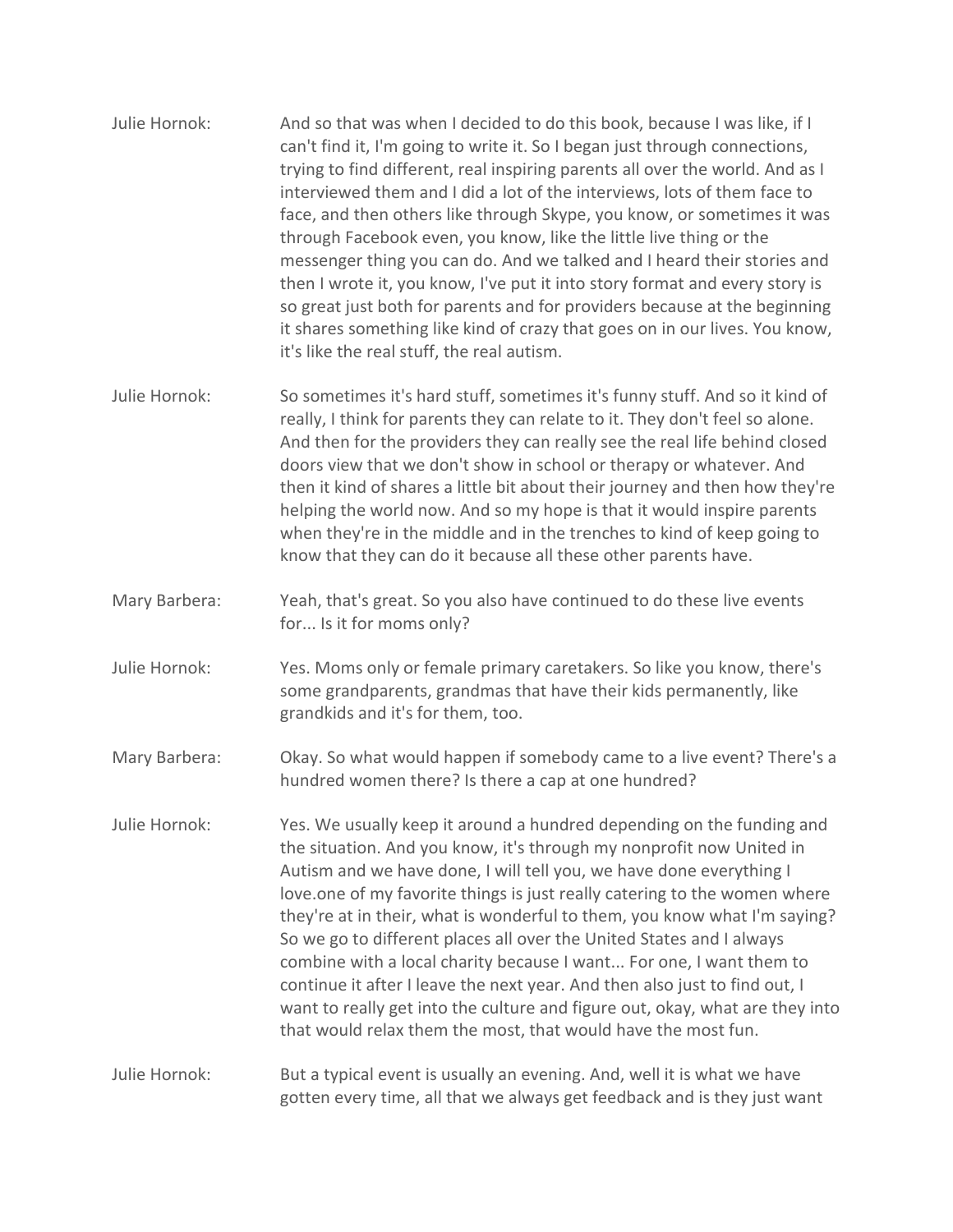Julie Hornok: And so that was when I decided to do this book, because I was like, if I can't find it, I'm going to write it. So I began just through connections, trying to find different, real inspiring parents all over the world. And as I interviewed them and I did a lot of the interviews, lots of them face to face, and then others like through Skype, you know, or sometimes it was through Facebook even, you know, like the little live thing or the messenger thing you can do. And we talked and I heard their stories and then I wrote it, you know, I've put it into story format and every story is so great just both for parents and for providers because at the beginning it shares something like kind of crazy that goes on in our lives. You know, it's like the real stuff, the real autism.

Julie Hornok: So sometimes it's hard stuff, sometimes it's funny stuff. And so it kind of really, I think for parents they can relate to it. They don't feel so alone. And then for the providers they can really see the real life behind closed doors view that we don't show in school or therapy or whatever. And then it kind of shares a little bit about their journey and then how they're helping the world now. And so my hope is that it would inspire parents when they're in the middle and in the trenches to kind of keep going to know that they can do it because all these other parents have.

Mary Barbera: Yeah, that's great. So you also have continued to do these live events for... Is it for moms only?

Julie Hornok: Yes. Moms only or female primary caretakers. So like you know, there's some grandparents, grandmas that have their kids permanently, like grandkids and it's for them, too.

Mary Barbera: Okay. So what would happen if somebody came to a live event? There's a hundred women there? Is there a cap at one hundred?

Julie Hornok: Yes. We usually keep it around a hundred depending on the funding and the situation. And you know, it's through my nonprofit now United in Autism and we have done, I will tell you, we have done everything I love.one of my favorite things is just really catering to the women where they're at in their, what is wonderful to them, you know what I'm saying? So we go to different places all over the United States and I always combine with a local charity because I want... For one, I want them to continue it after I leave the next year. And then also just to find out, I want to really get into the culture and figure out, okay, what are they into that would relax them the most, that would have the most fun.

Julie Hornok: But a typical event is usually an evening. And, well it is what we have gotten every time, all that we always get feedback and is they just want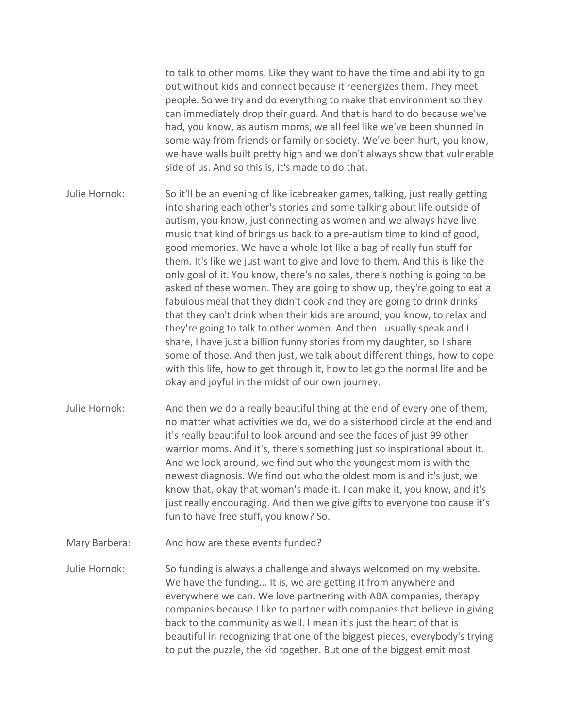to talk to other moms. Like they want to have the time and ability to go out without kids and connect because it reenergizes them. They meet people. So we try and do everything to make that environment so they can immediately drop their guard. And that is hard to do because we've had, you know, as autism moms, we all feel like we've been shunned in some way from friends or family or society. We've been hurt, you know, we have walls built pretty high and we don't always show that vulnerable side of us. And so this is, it's made to do that.

Julie Hornok: So it'll be an evening of like icebreaker games, talking, just really getting into sharing each other's stories and some talking about life outside of autism, you know, just connecting as women and we always have live music that kind of brings us back to a pre-autism time to kind of good, good memories. We have a whole lot like a bag of really fun stuff for them. It's like we just want to give and love to them. And this is like the only goal of it. You know, there's no sales, there's nothing is going to be asked of these women. They are going to show up, they're going to eat a fabulous meal that they didn't cook and they are going to drink drinks that they can't drink when their kids are around, you know, to relax and they're going to talk to other women. And then I usually speak and I share, I have just a billion funny stories from my daughter, so I share some of those. And then just, we talk about different things, how to cope with this life, how to get through it, how to let go the normal life and be okay and joyful in the midst of our own journey.

Julie Hornok: And then we do a really beautiful thing at the end of every one of them, no matter what activities we do, we do a sisterhood circle at the end and it's really beautiful to look around and see the faces of just 99 other warrior moms. And it's, there's something just so inspirational about it. And we look around, we find out who the youngest mom is with the newest diagnosis. We find out who the oldest mom is and it's just, we know that, okay that woman's made it. I can make it, you know, and it's just really encouraging. And then we give gifts to everyone too cause it's fun to have free stuff, you know? So.

Mary Barbera: And how are these events funded?

Julie Hornok: So funding is always a challenge and always welcomed on my website. We have the funding... It is, we are getting it from anywhere and everywhere we can. We love partnering with ABA companies, therapy companies because I like to partner with companies that believe in giving back to the community as well. I mean it's just the heart of that is beautiful in recognizing that one of the biggest pieces, everybody's trying to put the puzzle, the kid together. But one of the biggest emit most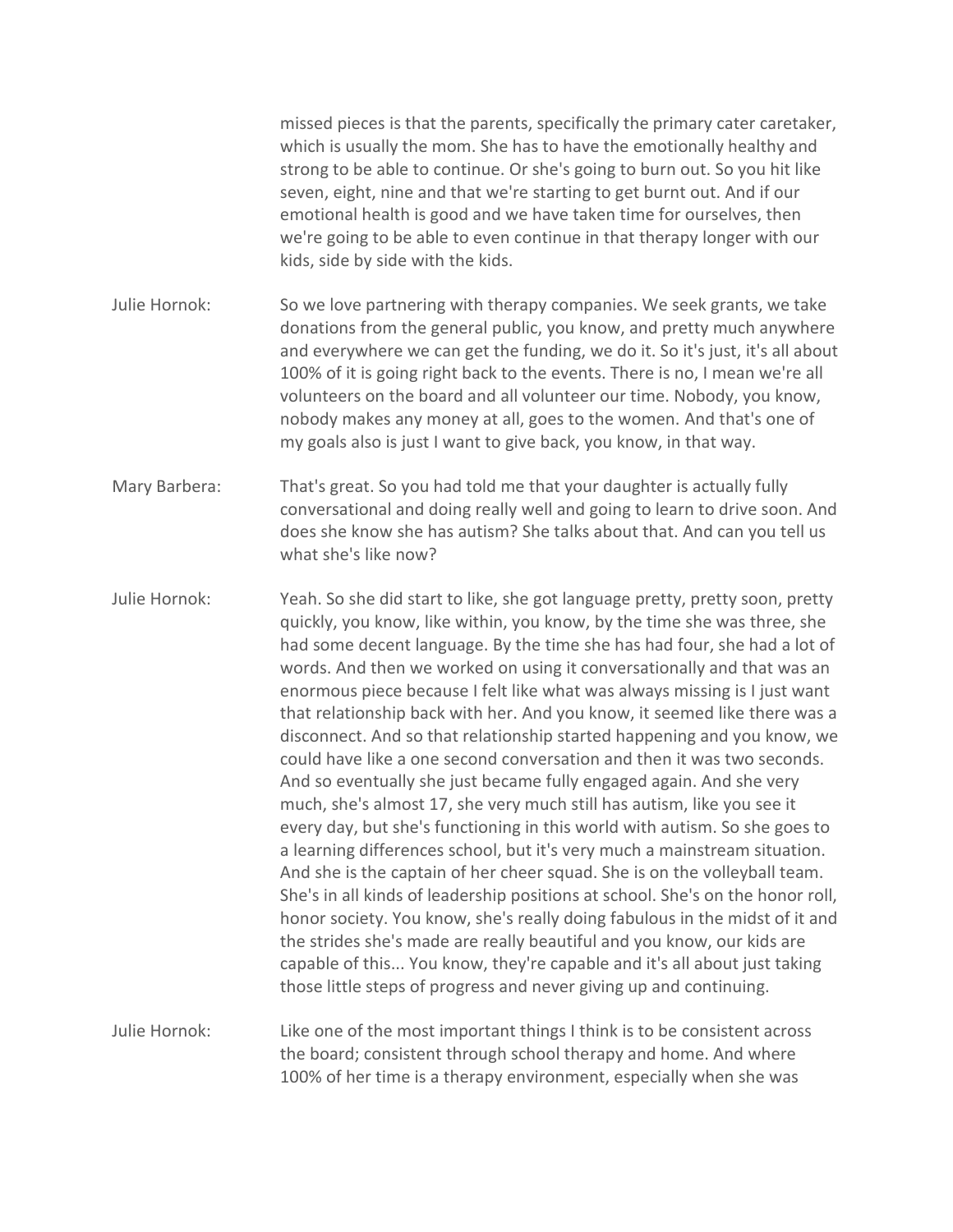missed pieces is that the parents, specifically the primary cater caretaker, which is usually the mom. She has to have the emotionally healthy and strong to be able to continue. Or she's going to burn out. So you hit like seven, eight, nine and that we're starting to get burnt out. And if our emotional health is good and we have taken time for ourselves, then we're going to be able to even continue in that therapy longer with our kids, side by side with the kids.

Julie Hornok: So we love partnering with therapy companies. We seek grants, we take donations from the general public, you know, and pretty much anywhere and everywhere we can get the funding, we do it. So it's just, it's all about 100% of it is going right back to the events. There is no, I mean we're all volunteers on the board and all volunteer our time. Nobody, you know, nobody makes any money at all, goes to the women. And that's one of my goals also is just I want to give back, you know, in that way.

Mary Barbera: That's great. So you had told me that your daughter is actually fully conversational and doing really well and going to learn to drive soon. And does she know she has autism? She talks about that. And can you tell us what she's like now?

Julie Hornok: Yeah. So she did start to like, she got language pretty, pretty soon, pretty quickly, you know, like within, you know, by the time she was three, she had some decent language. By the time she has had four, she had a lot of words. And then we worked on using it conversationally and that was an enormous piece because I felt like what was always missing is I just want that relationship back with her. And you know, it seemed like there was a disconnect. And so that relationship started happening and you know, we could have like a one second conversation and then it was two seconds. And so eventually she just became fully engaged again. And she very much, she's almost 17, she very much still has autism, like you see it every day, but she's functioning in this world with autism. So she goes to a learning differences school, but it's very much a mainstream situation. And she is the captain of her cheer squad. She is on the volleyball team. She's in all kinds of leadership positions at school. She's on the honor roll, honor society. You know, she's really doing fabulous in the midst of it and the strides she's made are really beautiful and you know, our kids are capable of this... You know, they're capable and it's all about just taking those little steps of progress and never giving up and continuing.

Julie Hornok: Like one of the most important things I think is to be consistent across the board; consistent through school therapy and home. And where 100% of her time is a therapy environment, especially when she was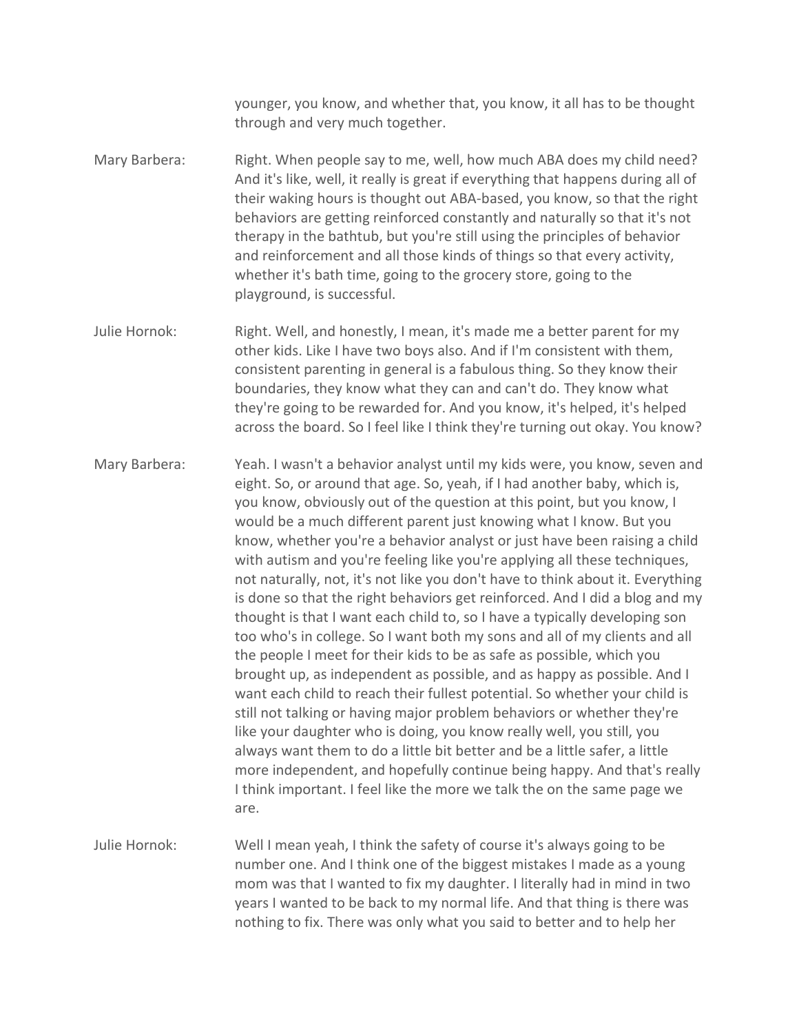younger, you know, and whether that, you know, it all has to be thought through and very much together.

Mary Barbera: Right. When people say to me, well, how much ABA does my child need? And it's like, well, it really is great if everything that happens during all of their waking hours is thought out ABA-based, you know, so that the right behaviors are getting reinforced constantly and naturally so that it's not therapy in the bathtub, but you're still using the principles of behavior and reinforcement and all those kinds of things so that every activity, whether it's bath time, going to the grocery store, going to the playground, is successful.

Julie Hornok: Right. Well, and honestly, I mean, it's made me a better parent for my other kids. Like I have two boys also. And if I'm consistent with them, consistent parenting in general is a fabulous thing. So they know their boundaries, they know what they can and can't do. They know what they're going to be rewarded for. And you know, it's helped, it's helped across the board. So I feel like I think they're turning out okay. You know?

Mary Barbera: Yeah. I wasn't a behavior analyst until my kids were, you know, seven and eight. So, or around that age. So, yeah, if I had another baby, which is, you know, obviously out of the question at this point, but you know, I would be a much different parent just knowing what I know. But you know, whether you're a behavior analyst or just have been raising a child with autism and you're feeling like you're applying all these techniques, not naturally, not, it's not like you don't have to think about it. Everything is done so that the right behaviors get reinforced. And I did a blog and my thought is that I want each child to, so I have a typically developing son too who's in college. So I want both my sons and all of my clients and all the people I meet for their kids to be as safe as possible, which you brought up, as independent as possible, and as happy as possible. And I want each child to reach their fullest potential. So whether your child is still not talking or having major problem behaviors or whether they're like your daughter who is doing, you know really well, you still, you always want them to do a little bit better and be a little safer, a little more independent, and hopefully continue being happy. And that's really I think important. I feel like the more we talk the on the same page we are.

Julie Hornok: Well I mean yeah, I think the safety of course it's always going to be number one. And I think one of the biggest mistakes I made as a young mom was that I wanted to fix my daughter. I literally had in mind in two years I wanted to be back to my normal life. And that thing is there was nothing to fix. There was only what you said to better and to help her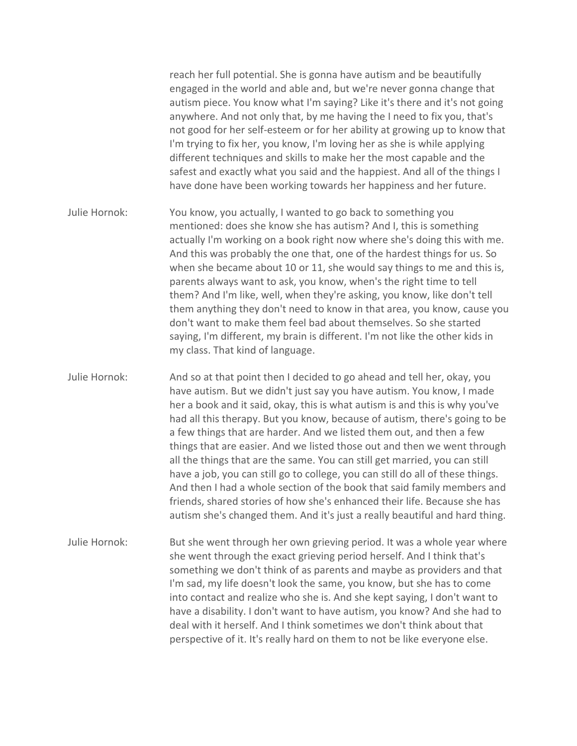reach her full potential. She is gonna have autism and be beautifully engaged in the world and able and, but we're never gonna change that autism piece. You know what I'm saying? Like it's there and it's not going anywhere. And not only that, by me having the I need to fix you, that's not good for her self-esteem or for her ability at growing up to know that I'm trying to fix her, you know, I'm loving her as she is while applying different techniques and skills to make her the most capable and the safest and exactly what you said and the happiest. And all of the things I have done have been working towards her happiness and her future.

Julie Hornok: You know, you actually, I wanted to go back to something you mentioned: does she know she has autism? And I, this is something actually I'm working on a book right now where she's doing this with me. And this was probably the one that, one of the hardest things for us. So when she became about 10 or 11, she would say things to me and this is, parents always want to ask, you know, when's the right time to tell them? And I'm like, well, when they're asking, you know, like don't tell them anything they don't need to know in that area, you know, cause you don't want to make them feel bad about themselves. So she started saying, I'm different, my brain is different. I'm not like the other kids in my class. That kind of language.

Julie Hornok: And so at that point then I decided to go ahead and tell her, okay, you have autism. But we didn't just say you have autism. You know, I made her a book and it said, okay, this is what autism is and this is why you've had all this therapy. But you know, because of autism, there's going to be a few things that are harder. And we listed them out, and then a few things that are easier. And we listed those out and then we went through all the things that are the same. You can still get married, you can still have a job, you can still go to college, you can still do all of these things. And then I had a whole section of the book that said family members and friends, shared stories of how she's enhanced their life. Because she has autism she's changed them. And it's just a really beautiful and hard thing.

Julie Hornok: But she went through her own grieving period. It was a whole year where she went through the exact grieving period herself. And I think that's something we don't think of as parents and maybe as providers and that I'm sad, my life doesn't look the same, you know, but she has to come into contact and realize who she is. And she kept saying, I don't want to have a disability. I don't want to have autism, you know? And she had to deal with it herself. And I think sometimes we don't think about that perspective of it. It's really hard on them to not be like everyone else.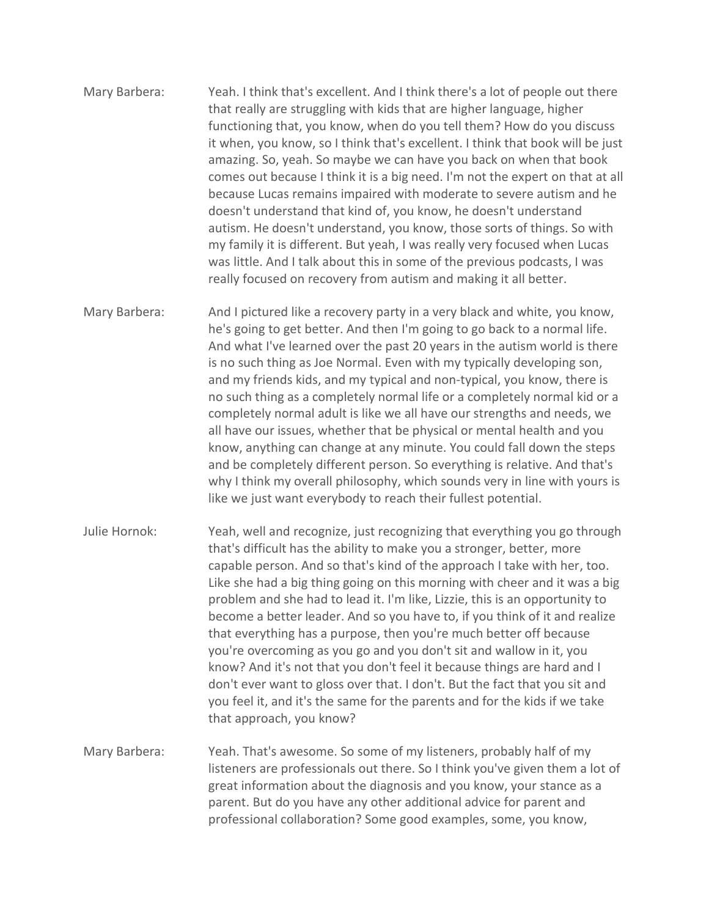Mary Barbera: Yeah. I think that's excellent. And I think there's a lot of people out there that really are struggling with kids that are higher language, higher functioning that, you know, when do you tell them? How do you discuss it when, you know, so I think that's excellent. I think that book will be just amazing. So, yeah. So maybe we can have you back on when that book comes out because I think it is a big need. I'm not the expert on that at all because Lucas remains impaired with moderate to severe autism and he doesn't understand that kind of, you know, he doesn't understand autism. He doesn't understand, you know, those sorts of things. So with my family it is different. But yeah, I was really very focused when Lucas was little. And I talk about this in some of the previous podcasts, I was really focused on recovery from autism and making it all better.

Mary Barbera: And I pictured like a recovery party in a very black and white, you know, he's going to get better. And then I'm going to go back to a normal life. And what I've learned over the past 20 years in the autism world is there is no such thing as Joe Normal. Even with my typically developing son, and my friends kids, and my typical and non-typical, you know, there is no such thing as a completely normal life or a completely normal kid or a completely normal adult is like we all have our strengths and needs, we all have our issues, whether that be physical or mental health and you know, anything can change at any minute. You could fall down the steps and be completely different person. So everything is relative. And that's why I think my overall philosophy, which sounds very in line with yours is like we just want everybody to reach their fullest potential.

Julie Hornok: Yeah, well and recognize, just recognizing that everything you go through that's difficult has the ability to make you a stronger, better, more capable person. And so that's kind of the approach I take with her, too. Like she had a big thing going on this morning with cheer and it was a big problem and she had to lead it. I'm like, Lizzie, this is an opportunity to become a better leader. And so you have to, if you think of it and realize that everything has a purpose, then you're much better off because you're overcoming as you go and you don't sit and wallow in it, you know? And it's not that you don't feel it because things are hard and I don't ever want to gloss over that. I don't. But the fact that you sit and you feel it, and it's the same for the parents and for the kids if we take that approach, you know?

Mary Barbera: Yeah. That's awesome. So some of my listeners, probably half of my listeners are professionals out there. So I think you've given them a lot of great information about the diagnosis and you know, your stance as a parent. But do you have any other additional advice for parent and professional collaboration? Some good examples, some, you know,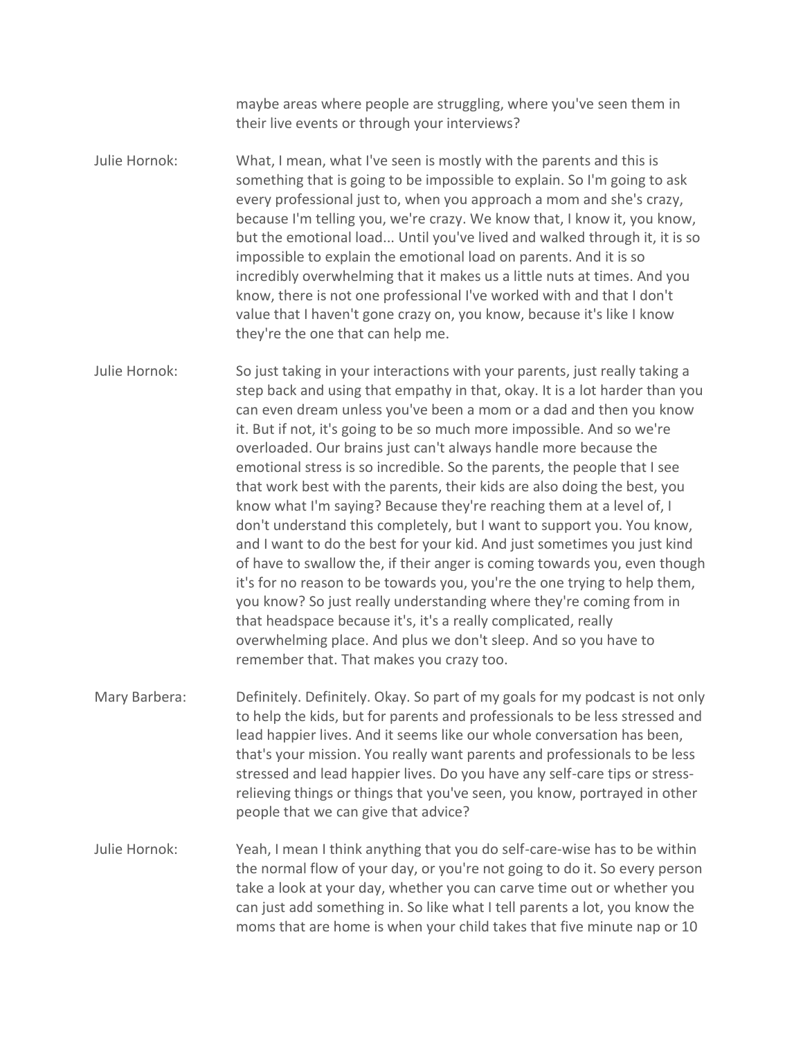maybe areas where people are struggling, where you've seen them in their live events or through your interviews?

Julie Hornok: What, I mean, what I've seen is mostly with the parents and this is something that is going to be impossible to explain. So I'm going to ask every professional just to, when you approach a mom and she's crazy, because I'm telling you, we're crazy. We know that, I know it, you know, but the emotional load... Until you've lived and walked through it, it is so impossible to explain the emotional load on parents. And it is so incredibly overwhelming that it makes us a little nuts at times. And you know, there is not one professional I've worked with and that I don't value that I haven't gone crazy on, you know, because it's like I know they're the one that can help me.

Julie Hornok: So just taking in your interactions with your parents, just really taking a step back and using that empathy in that, okay. It is a lot harder than you can even dream unless you've been a mom or a dad and then you know it. But if not, it's going to be so much more impossible. And so we're overloaded. Our brains just can't always handle more because the emotional stress is so incredible. So the parents, the people that I see that work best with the parents, their kids are also doing the best, you know what I'm saying? Because they're reaching them at a level of, I don't understand this completely, but I want to support you. You know, and I want to do the best for your kid. And just sometimes you just kind of have to swallow the, if their anger is coming towards you, even though it's for no reason to be towards you, you're the one trying to help them, you know? So just really understanding where they're coming from in that headspace because it's, it's a really complicated, really overwhelming place. And plus we don't sleep. And so you have to remember that. That makes you crazy too.

Mary Barbera: Definitely. Definitely. Okay. So part of my goals for my podcast is not only to help the kids, but for parents and professionals to be less stressed and lead happier lives. And it seems like our whole conversation has been, that's your mission. You really want parents and professionals to be less stressed and lead happier lives. Do you have any self-care tips or stress-relieving things or things that you've seen, you know, portrayed in other people that we can give that advice?

Julie Hornok: Yeah, I mean I think anything that you do self-care-wise has to be within the normal flow of your day, or you're not going to do it. So every person take a look at your day, whether you can carve time out or whether you can just add something in. So like what I tell parents a lot, you know the moms that are home is when your child takes that five minute nap or 10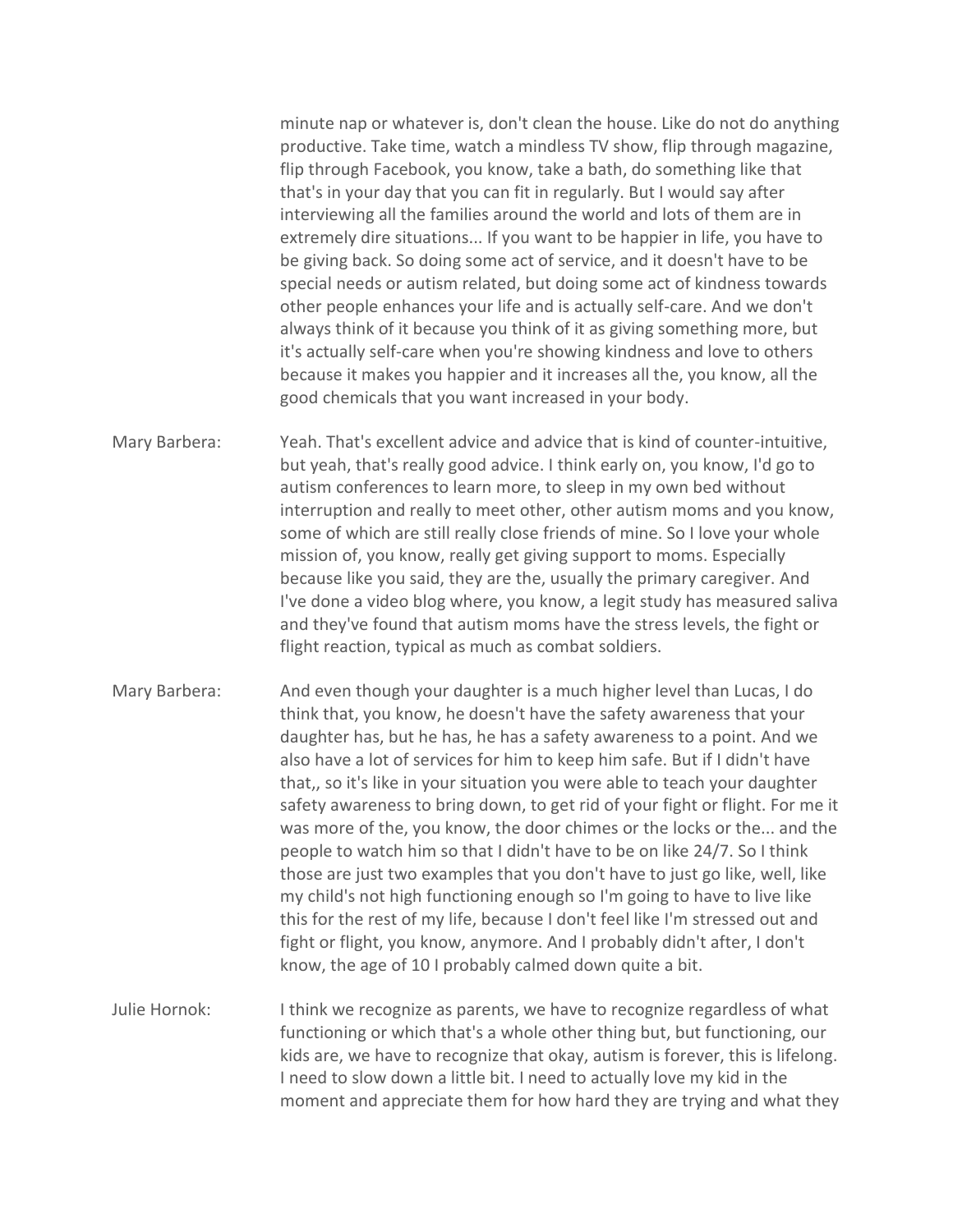minute nap or whatever is, don't clean the house. Like do not do anything productive. Take time, watch a mindless TV show, flip through magazine, flip through Facebook, you know, take a bath, do something like that that's in your day that you can fit in regularly. But I would say after interviewing all the families around the world and lots of them are in extremely dire situations... If you want to be happier in life, you have to be giving back. So doing some act of service, and it doesn't have to be special needs or autism related, but doing some act of kindness towards other people enhances your life and is actually self-care. And we don't always think of it because you think of it as giving something more, but it's actually self-care when you're showing kindness and love to others because it makes you happier and it increases all the, you know, all the good chemicals that you want increased in your body.

Mary Barbera: Yeah. That's excellent advice and advice that is kind of counter-intuitive, but yeah, that's really good advice. I think early on, you know, I'd go to autism conferences to learn more, to sleep in my own bed without interruption and really to meet other, other autism moms and you know, some of which are still really close friends of mine. So I love your whole mission of, you know, really get giving support to moms. Especially because like you said, they are the, usually the primary caregiver. And I've done a video blog where, you know, a legit study has measured saliva and they've found that autism moms have the stress levels, the fight or flight reaction, typical as much as combat soldiers.

Mary Barbera: And even though your daughter is a much higher level than Lucas, I do think that, you know, he doesn't have the safety awareness that your daughter has, but he has, he has a safety awareness to a point. And we also have a lot of services for him to keep him safe. But if I didn't have that,, so it's like in your situation you were able to teach your daughter safety awareness to bring down, to get rid of your fight or flight. For me it was more of the, you know, the door chimes or the locks or the... and the people to watch him so that I didn't have to be on like 24/7. So I think those are just two examples that you don't have to just go like, well, like my child's not high functioning enough so I'm going to have to live like this for the rest of my life, because I don't feel like I'm stressed out and fight or flight, you know, anymore. And I probably didn't after, I don't know, the age of 10 I probably calmed down quite a bit.

Julie Hornok: I think we recognize as parents, we have to recognize regardless of what functioning or which that's a whole other thing but, but functioning, our kids are, we have to recognize that okay, autism is forever, this is lifelong. I need to slow down a little bit. I need to actually love my kid in the moment and appreciate them for how hard they are trying and what they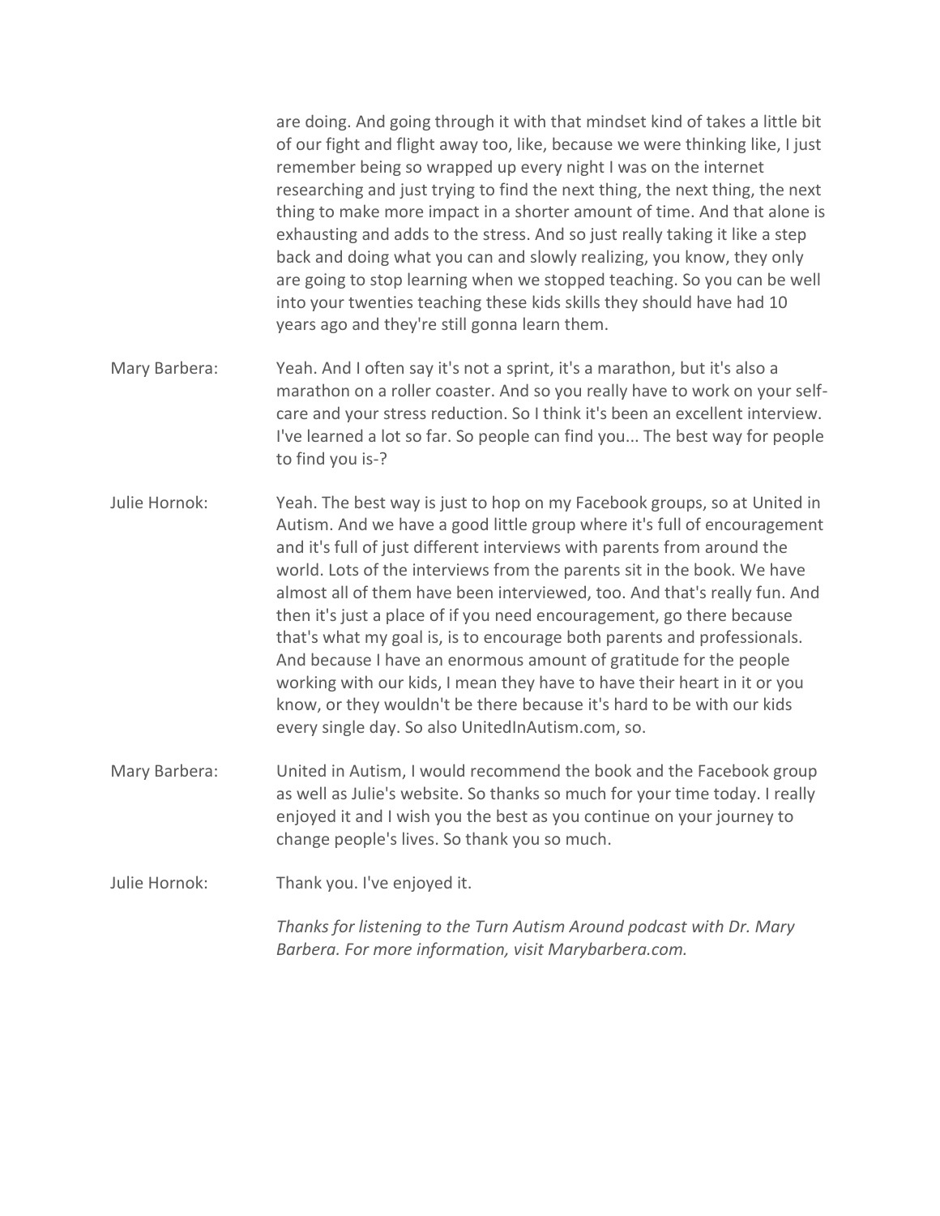are doing. And going through it with that mindset kind of takes a little bit of our fight and flight away too, like, because we were thinking like, I just remember being so wrapped up every night I was on the internet researching and just trying to find the next thing, the next thing, the next thing to make more impact in a shorter amount of time. And that alone is exhausting and adds to the stress. And so just really taking it like a step back and doing what you can and slowly realizing, you know, they only are going to stop learning when we stopped teaching. So you can be well into your twenties teaching these kids skills they should have had 10 years ago and they're still gonna learn them.

Mary Barbera: Yeah. And I often say it's not a sprint, it's a marathon, but it's also a marathon on a roller coaster. And so you really have to work on your self-care and your stress reduction. So I think it's been an excellent interview. I've learned a lot so far. So people can find you... The best way for people to find you is-?

Julie Hornok: Yeah. The best way is just to hop on my Facebook groups, so at United in Autism. And we have a good little group where it's full of encouragement and it's full of just different interviews with parents from around the world. Lots of the interviews from the parents sit in the book. We have almost all of them have been interviewed, too. And that's really fun. And then it's just a place of if you need encouragement, go there because that's what my goal is, is to encourage both parents and professionals. And because I have an enormous amount of gratitude for the people working with our kids, I mean they have to have their heart in it or you know, or they wouldn't be there because it's hard to be with our kids every single day. So also UnitedInAutism.com, so.

Mary Barbera: United in Autism, I would recommend the book and the Facebook group as well as Julie's website. So thanks so much for your time today. I really enjoyed it and I wish you the best as you continue on your journey to change people's lives. So thank you so much.

Julie Hornok: Thank you. I've enjoyed it.

*Thanks for listening to the Turn Autism Around podcast with Dr. Mary Barbera. For more information, visit Marybarbera.com.*